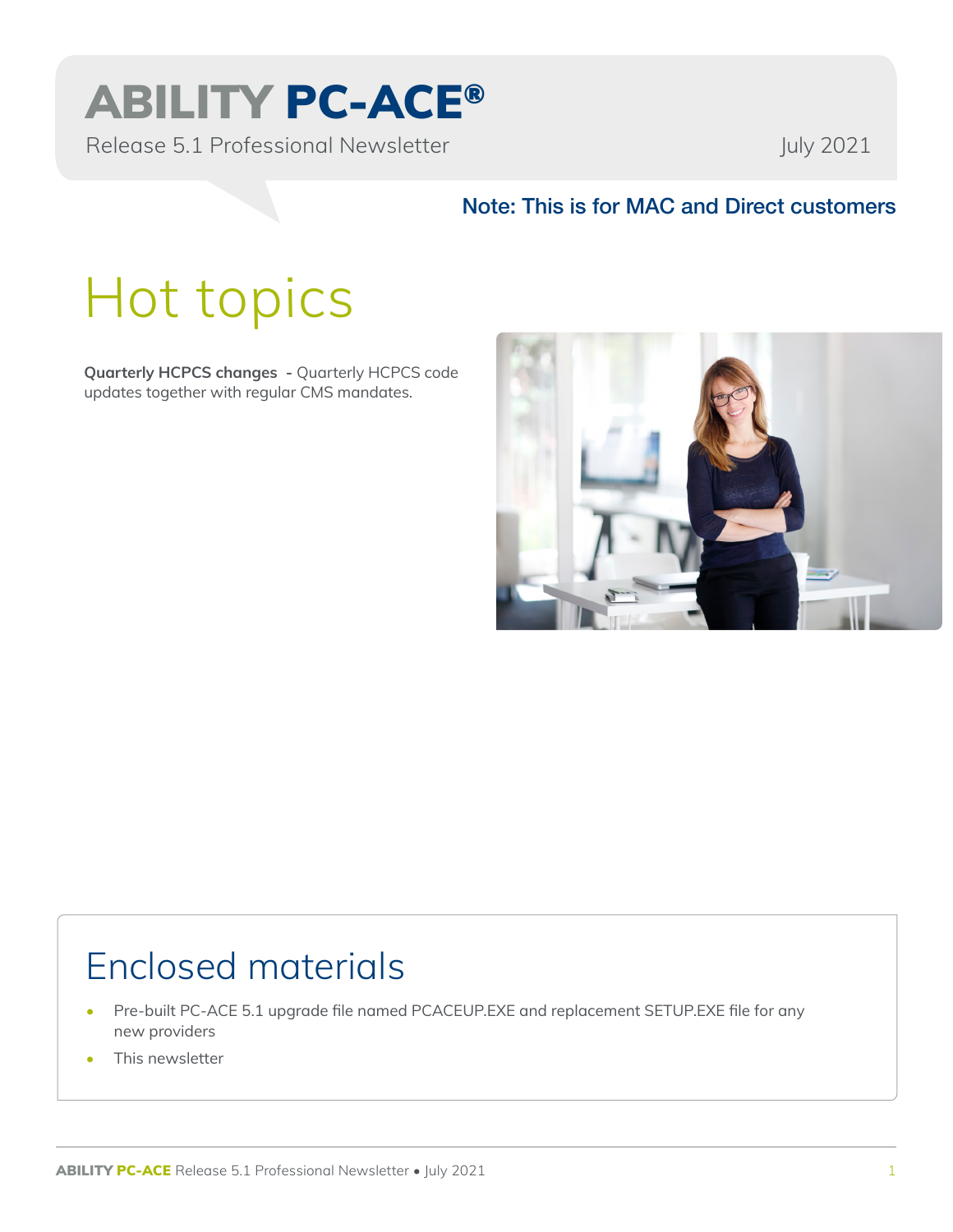# ABILITY PC-ACE®

Release 5.1 Professional Newsletter

July 2021

**Note: This is for MAC and Direct customers**

## Hot topics

**Quarterly HCPCS changes** - Quarterly HCPCS code updates together with regular CMS mandates.

## Enclosed materials

- Pre-built PC-ACE 5.1 upgrade file named PCACEUP.EXE and replacement SETUP.EXE file for any new providers
- This newsletter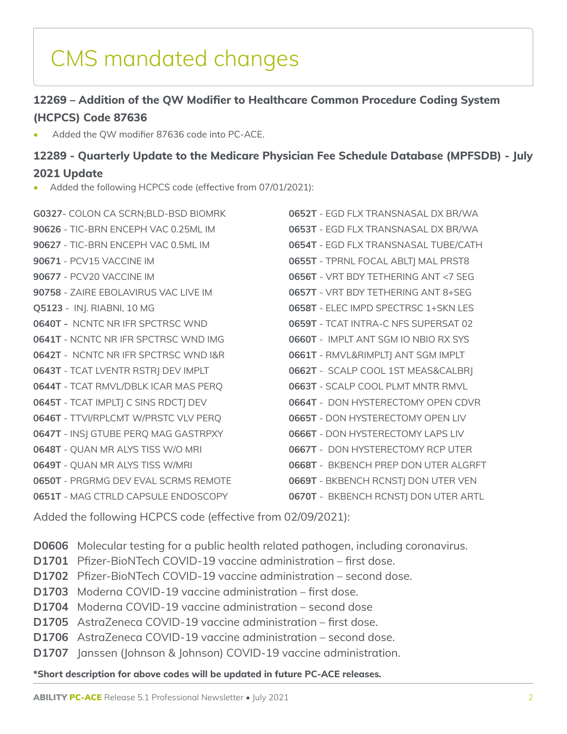# CMS mandated changes

### 12269 – Addition of the QW Modifier to Healthcare Common Procedure Coding System (HCPCS) Code 87636

- Added the QW modifier 87636 code into PC-ACE.

### 12289 - Quarterly Update to the Medicare Physician Fee Schedule Database (MPFSDB) - July 2021 Update

- Added the following HCPCS code (effective from 07/01/2021):

**G0327**- COLON CA SCRN;BLD-BSD BIOMRK
**90626** - TIC-BRN ENCEPH VAC 0.25ML IM
**90627** - TIC-BRN ENCEPH VAC 0.5ML IM
**90671** - PCV15 VACCINE IM
**90677** - PCV20 VACCINE IM
**90758** - ZAIRE EBOLAVIRUS VAC LIVE IM
**Q5123** - INJ. RIABNI, 10 MG
**0640T -** NCNTC NR IFR SPCTRSC WND
**0641T** - NCNTC NR IFR SPCTRSC WND IMG
**0642T** - NCNTC NR IFR SPCTRSC WND I&R
**0643T** - TCAT LVENTR RSTRJ DEV IMPLT
**0644T** - TCAT RMVL/DBLK ICAR MAS PERQ
**0645T** - TCAT IMPLTJ C SINS RDCTJ DEV
**0646T** - TTVI/RPLCMT W/PRSTC VLV PERQ
**0647T** - INSJ GTUBE PERQ MAG GASTRPXY
**0648T** - QUAN MR ALYS TISS W/O MRI
**0649T** - QUAN MR ALYS TISS W/MRI
**0650T** - PRGRMG DEV EVAL SCRMS REMOTE
**0651T** - MAG CTRLD CAPSULE ENDOSCOPY
**0652T** - EGD FLX TRANSNASAL DX BR/WA
**0653T** - EGD FLX TRANSNASAL DX BR/WA
**0654T** - EGD FLX TRANSNASAL TUBE/CATH
**0655T** - TPRNL FOCAL ABLTJ MAL PRST8
**0656T** - VRT BDY TETHERING ANT <7 SEG
**0657T** - VRT BDY TETHERING ANT 8+SEG
**0658T** - ELEC IMPD SPECTRSC 1+SKN LES
**0659T** - TCAT INTRA-C NFS SUPERSAT 02
**0660T** - IMPLT ANT SGM IO NBIO RX SYS
**0661T** - RMVL&RIMPLTJ ANT SGM IMPLT
**0662T** - SCALP COOL 1ST MEAS&CALBRJ
**0663T** - SCALP COOL PLMT MNTR RMVL
**0664T** - DON HYSTERECTOMY OPEN CDVR
**0665T** - DON HYSTERECTOMY OPEN LIV
**0666T** - DON HYSTERECTOMY LAPS LIV
**0667T** - DON HYSTERECTOMY RCP UTER
**0668T** - BKBENCH PREP DON UTER ALGRFT
**0669T** - BKBENCH RCNSTJ DON UTER VEN
**0670T** - BKBENCH RCNSTJ DON UTER ARTL

Added the following HCPCS code (effective from 02/09/2021):

**D0606** Molecular testing for a public health related pathogen, including coronavirus.
**D1701** Pfizer-BioNTech COVID-19 vaccine administration – first dose.
**D1702** Pfizer-BioNTech COVID-19 vaccine administration – second dose.
**D1703** Moderna COVID-19 vaccine administration – first dose.
**D1704** Moderna COVID-19 vaccine administration – second dose
**D1705** AstraZeneca COVID-19 vaccine administration – first dose.
**D1706** AstraZeneca COVID-19 vaccine administration – second dose.
**D1707** Janssen (Johnson & Johnson) COVID-19 vaccine administration.

***Short description for above codes will be updated in future PC-ACE releases.**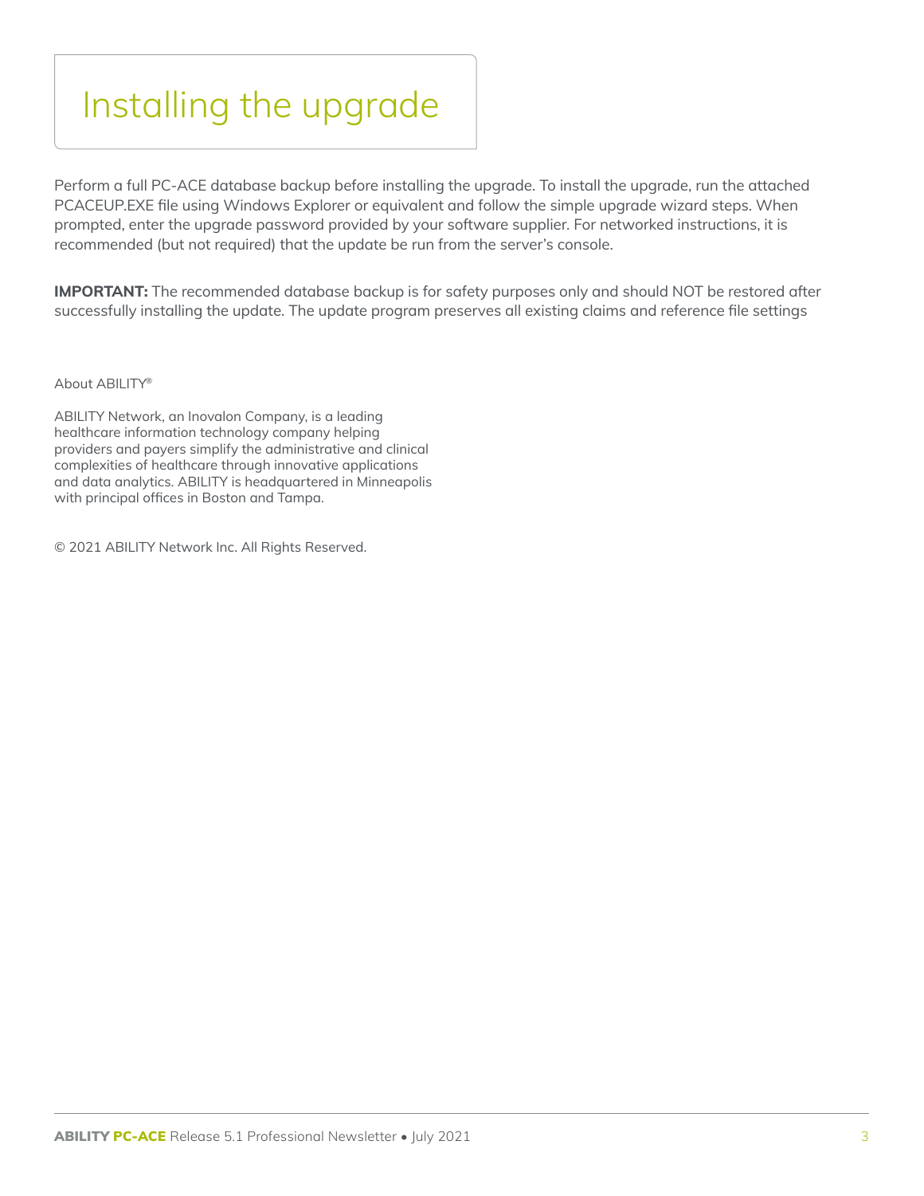# Installing the upgrade

Perform a full PC-ACE database backup before installing the upgrade. To install the upgrade, run the attached PCACEUP.EXE file using Windows Explorer or equivalent and follow the simple upgrade wizard steps. When prompted, enter the upgrade password provided by your software supplier. For networked instructions, it is recommended (but not required) that the update be run from the server's console.

**IMPORTANT:** The recommended database backup is for safety purposes only and should NOT be restored after successfully installing the update. The update program preserves all existing claims and reference file settings

About ABILITY®

ABILITY Network, an Inovalon Company, is a leading healthcare information technology company helping providers and payers simplify the administrative and clinical complexities of healthcare through innovative applications and data analytics. ABILITY is headquartered in Minneapolis with principal offices in Boston and Tampa.

© 2021 ABILITY Network Inc. All Rights Reserved.